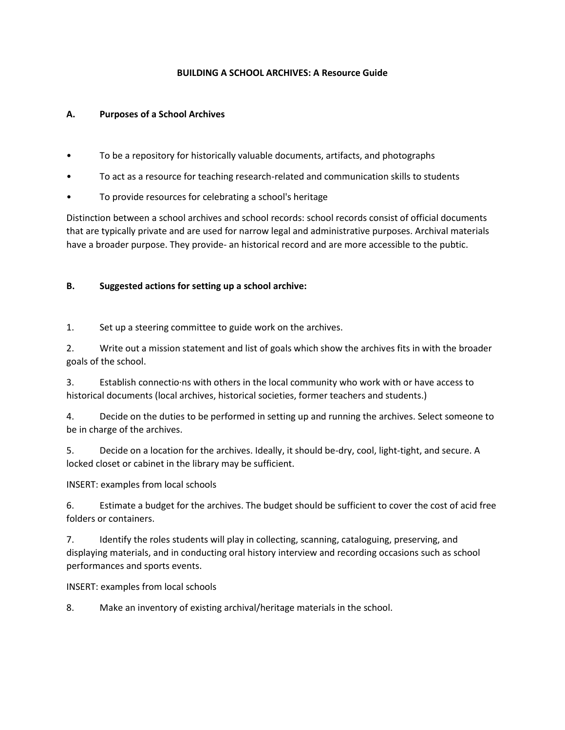# BUILDING A SCHOOL ARCHIVES: A Resource Guide

## A. Purposes of a School Archives

- To be a repository for historically valuable documents, artifacts, and photographs
- To act as a resource for teaching research-related and communication skills to students
- To provide resources for celebrating a school's heritage

Distinction between a school archives and school records: school records consist of official documents that are typically private and are used for narrow legal and administrative purposes. Archival materials have a broader purpose. They provide- an historical record and are more accessible to the pubtic.

## B. Suggested actions for setting up a school archive:

1. Set up a steering committee to guide work on the archives.

2. Write out a mission statement and list of goals which show the archives fits in with the broader goals of the school.

3. Establish connectio·ns with others in the local community who work with or have access to historical documents (local archives, historical societies, former teachers and students.)

4. Decide on the duties to be performed in setting up and running the archives. Select someone to be in charge of the archives.

5. Decide on a location for the archives. Ideally, it should be-dry, cool, light-tight, and secure. A locked closet or cabinet in the library may be sufficient.

INSERT: examples from local schools

6. Estimate a budget for the archives. The budget should be sufficient to cover the cost of acid free folders or containers.

7. Identify the roles students will play in collecting, scanning, cataloguing, preserving, and displaying materials, and in conducting oral history interview and recording occasions such as school performances and sports events.

INSERT: examples from local schools

8. Make an inventory of existing archival/heritage materials in the school.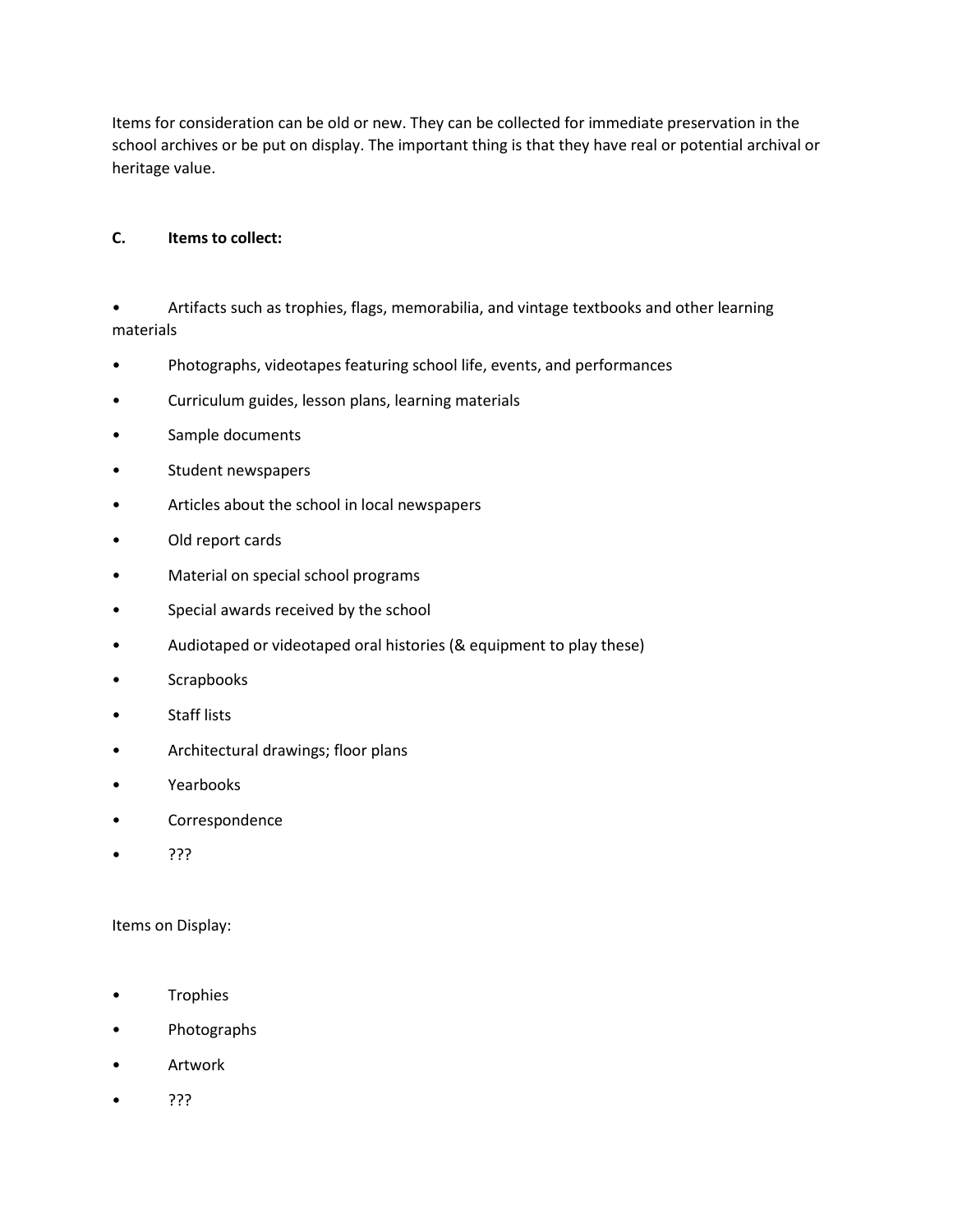Items for consideration can be old or new. They can be collected for immediate preservation in the school archives or be put on display. The important thing is that they have real or potential archival or heritage value.

**C. Items to collect:**

- Artifacts such as trophies, flags, memorabilia, and vintage textbooks and other learning materials
- Photographs, videotapes featuring school life, events, and performances
- Curriculum guides, lesson plans, learning materials
- Sample documents
- Student newspapers
- Articles about the school in local newspapers
- Old report cards
- Material on special school programs
- Special awards received by the school
- Audiotaped or videotaped oral histories (& equipment to play these)
- Scrapbooks
- Staff lists
- Architectural drawings; floor plans
- Yearbooks
- Correspondence
- ???

Items on Display:

- Trophies
- Photographs
- Artwork
- ???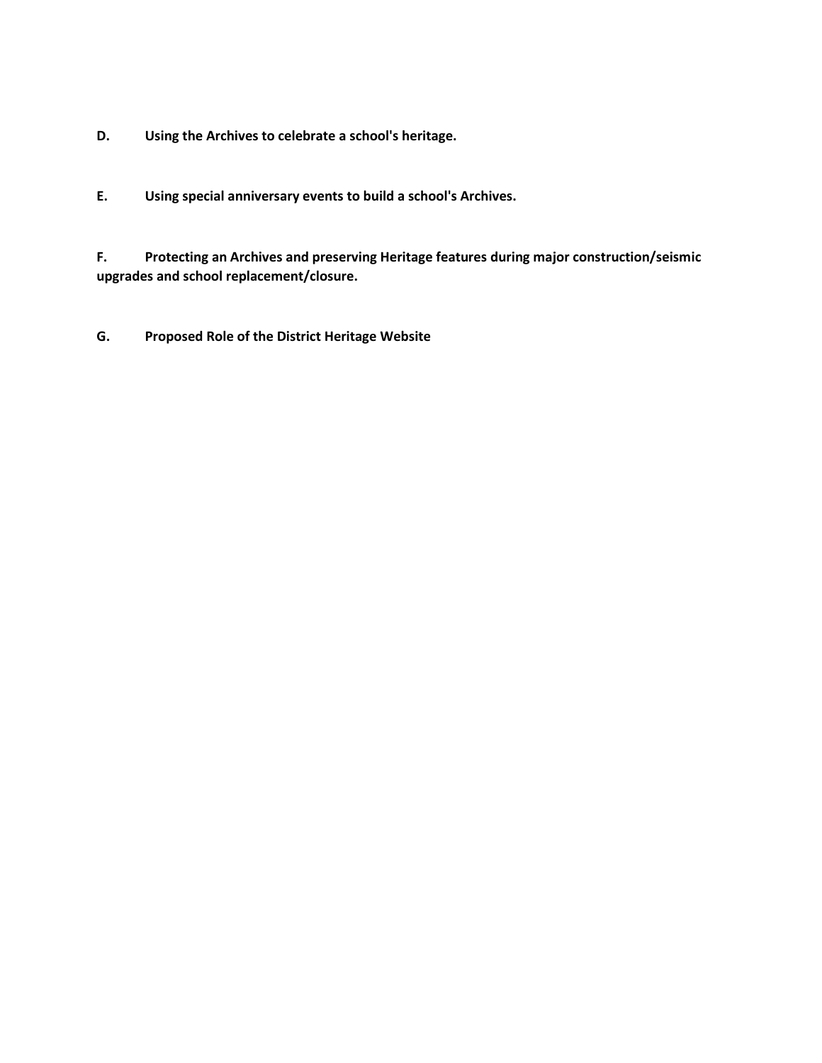**D. Using the Archives to celebrate a school's heritage.**

**E. Using special anniversary events to build a school's Archives.**

**F. Protecting an Archives and preserving Heritage features during major construction/seismic upgrades and school replacement/closure.**

**G. Proposed Role of the District Heritage Website**